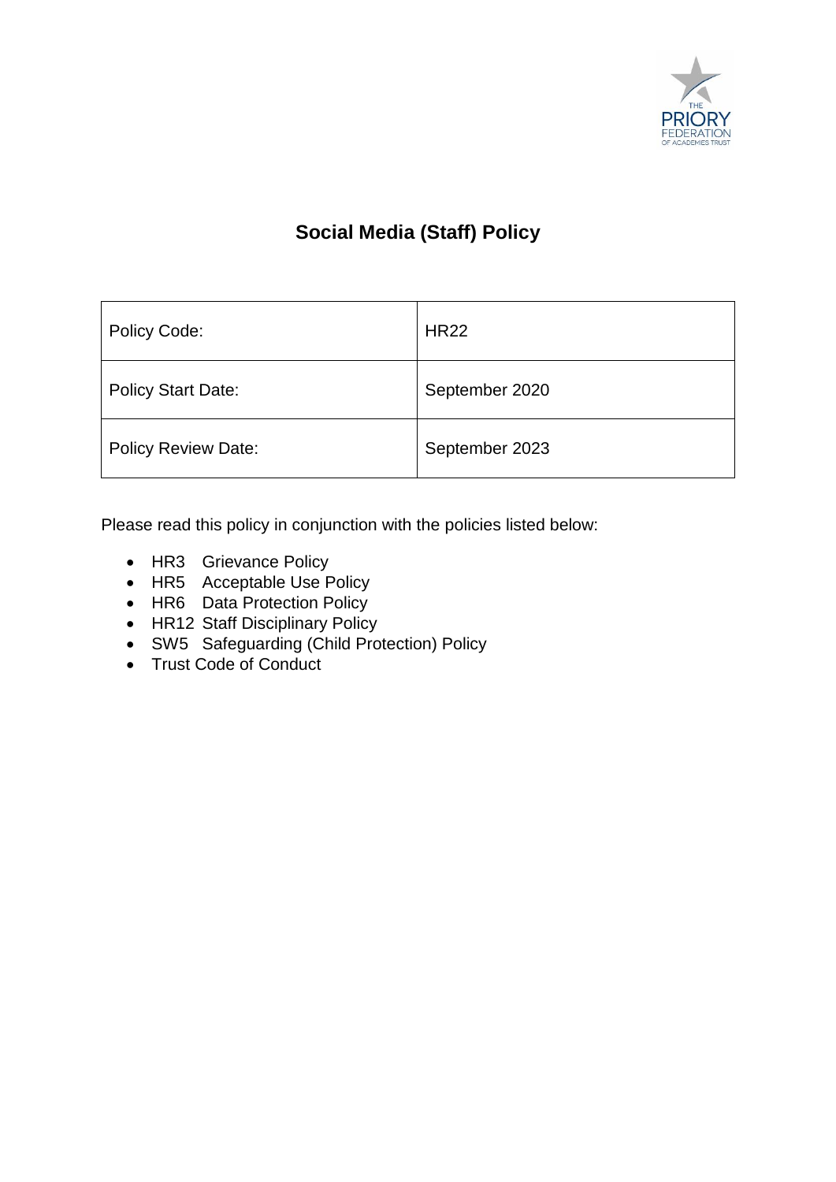# Social Media (Staff) Policy

| Policy Code: | HR22 |
|---|---|
| Policy Start Date: | September 2020 |
| Policy Review Date: | September 2023 |

Please read this policy in conjunction with the policies listed below:

- HR3 Grievance Policy
- HR5 Acceptable Use Policy
- HR6 Data Protection Policy
- HR12 Staff Disciplinary Policy
- SW5 Safeguarding (Child Protection) Policy
- Trust Code of Conduct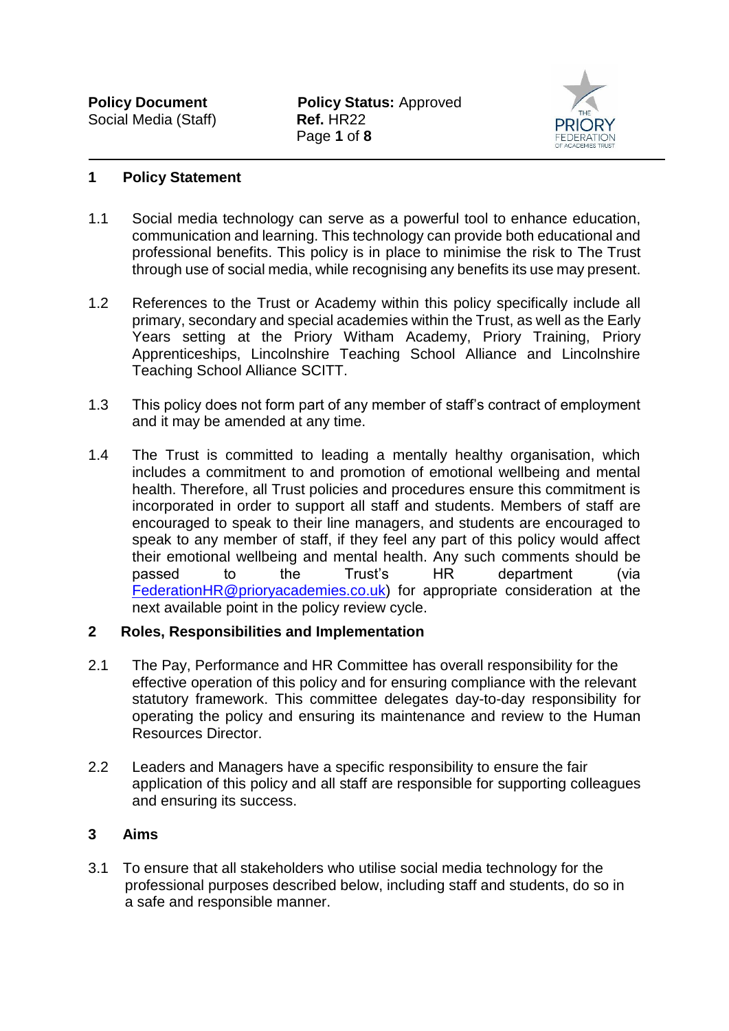## 1 Policy Statement

1.1 Social media technology can serve as a powerful tool to enhance education, communication and learning. This technology can provide both educational and professional benefits. This policy is in place to minimise the risk to The Trust through use of social media, while recognising any benefits its use may present.

1.2 References to the Trust or Academy within this policy specifically include all primary, secondary and special academies within the Trust, as well as the Early Years setting at the Priory Witham Academy, Priory Training, Priory Apprenticeships, Lincolnshire Teaching School Alliance and Lincolnshire Teaching School Alliance SCITT.

1.3 This policy does not form part of any member of staff's contract of employment and it may be amended at any time.

1.4 The Trust is committed to leading a mentally healthy organisation, which includes a commitment to and promotion of emotional wellbeing and mental health. Therefore, all Trust policies and procedures ensure this commitment is incorporated in order to support all staff and students. Members of staff are encouraged to speak to their line managers, and students are encouraged to speak to any member of staff, if they feel any part of this policy would affect their emotional wellbeing and mental health. Any such comments should be passed to the Trust's HR department (via FederationHR@prioryacademies.co.uk) for appropriate consideration at the next available point in the policy review cycle.

## 2 Roles, Responsibilities and Implementation

2.1 The Pay, Performance and HR Committee has overall responsibility for the effective operation of this policy and for ensuring compliance with the relevant statutory framework. This committee delegates day-to-day responsibility for operating the policy and ensuring its maintenance and review to the Human Resources Director.

2.2 Leaders and Managers have a specific responsibility to ensure the fair application of this policy and all staff are responsible for supporting colleagues and ensuring its success.

## 3 Aims

3.1 To ensure that all stakeholders who utilise social media technology for the professional purposes described below, including staff and students, do so in a safe and responsible manner.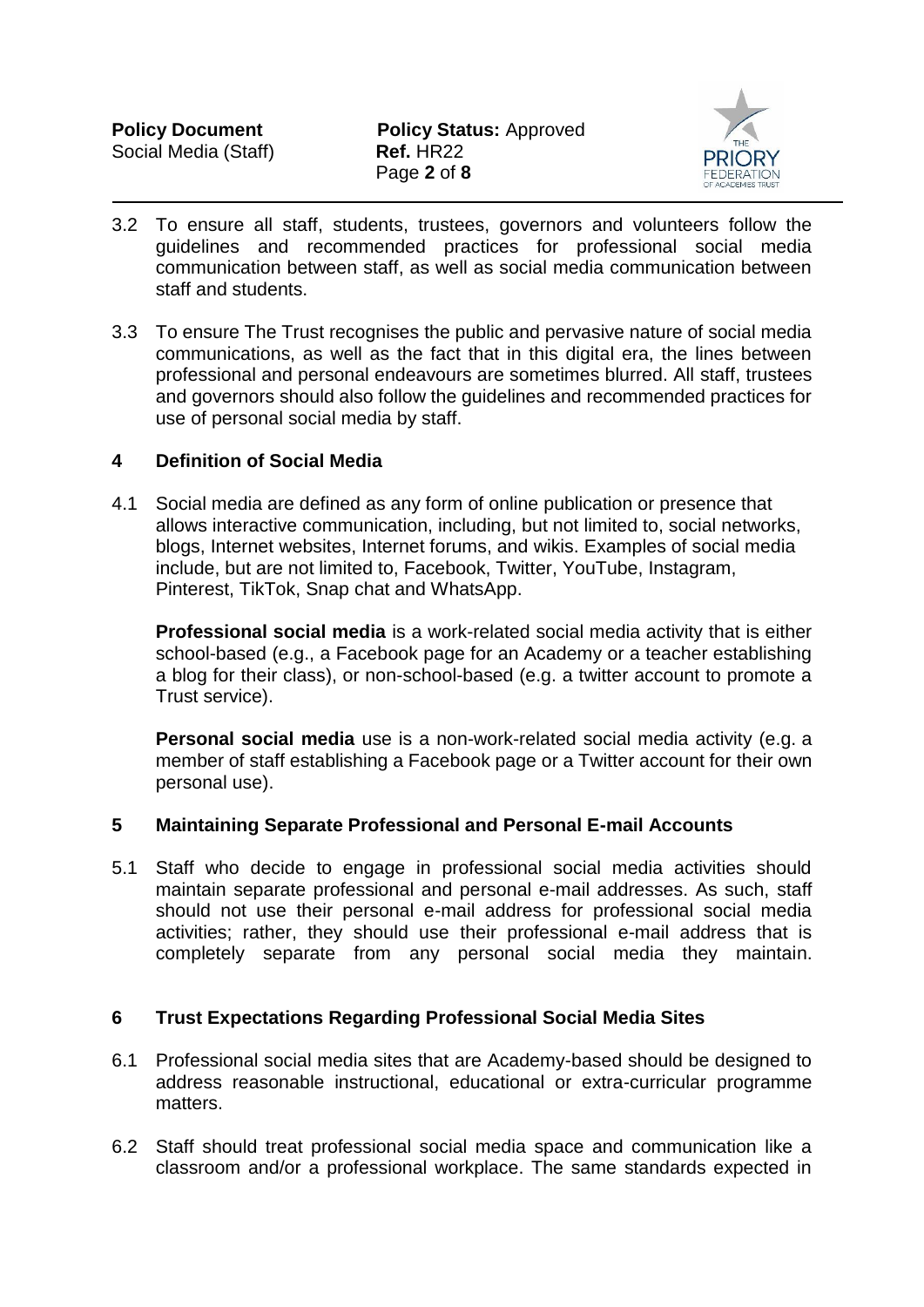3.2 To ensure all staff, students, trustees, governors and volunteers follow the guidelines and recommended practices for professional social media communication between staff, as well as social media communication between staff and students.

3.3 To ensure The Trust recognises the public and pervasive nature of social media communications, as well as the fact that in this digital era, the lines between professional and personal endeavours are sometimes blurred. All staff, trustees and governors should also follow the guidelines and recommended practices for use of personal social media by staff.

## 4 Definition of Social Media

4.1 Social media are defined as any form of online publication or presence that allows interactive communication, including, but not limited to, social networks, blogs, Internet websites, Internet forums, and wikis. Examples of social media include, but are not limited to, Facebook, Twitter, YouTube, Instagram, Pinterest, TikTok, Snap chat and WhatsApp.

**Professional social media** is a work-related social media activity that is either school-based (e.g., a Facebook page for an Academy or a teacher establishing a blog for their class), or non-school-based (e.g. a twitter account to promote a Trust service).

**Personal social media** use is a non-work-related social media activity (e.g. a member of staff establishing a Facebook page or a Twitter account for their own personal use).

## 5 Maintaining Separate Professional and Personal E-mail Accounts

5.1 Staff who decide to engage in professional social media activities should maintain separate professional and personal e-mail addresses. As such, staff should not use their personal e-mail address for professional social media activities; rather, they should use their professional e-mail address that is completely separate from any personal social media they maintain.

## 6 Trust Expectations Regarding Professional Social Media Sites

6.1 Professional social media sites that are Academy-based should be designed to address reasonable instructional, educational or extra-curricular programme matters.

6.2 Staff should treat professional social media space and communication like a classroom and/or a professional workplace. The same standards expected in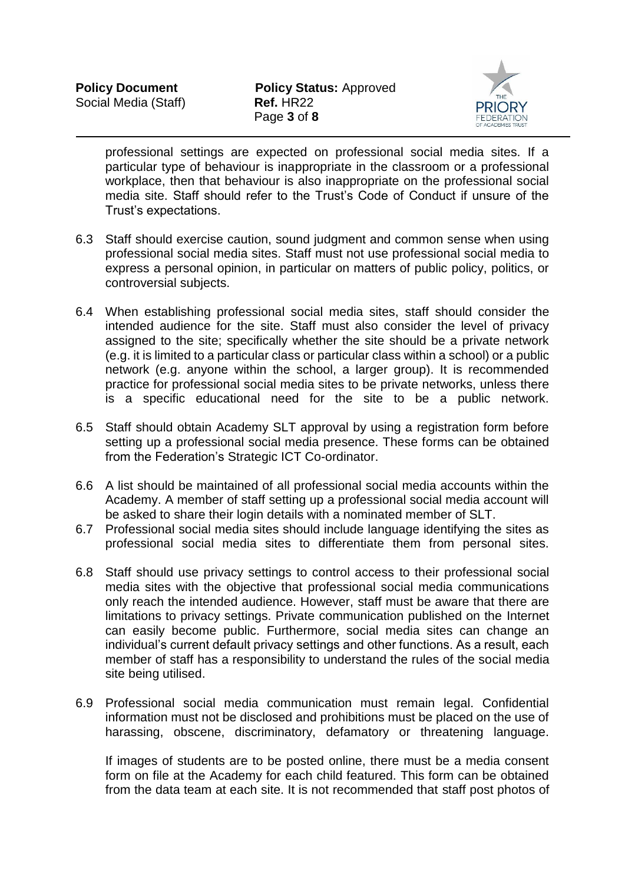professional settings are expected on professional social media sites. If a particular type of behaviour is inappropriate in the classroom or a professional workplace, then that behaviour is also inappropriate on the professional social media site. Staff should refer to the Trust's Code of Conduct if unsure of the Trust's expectations.

6.3 Staff should exercise caution, sound judgment and common sense when using professional social media sites. Staff must not use professional social media to express a personal opinion, in particular on matters of public policy, politics, or controversial subjects.

6.4 When establishing professional social media sites, staff should consider the intended audience for the site. Staff must also consider the level of privacy assigned to the site; specifically whether the site should be a private network (e.g. it is limited to a particular class or particular class within a school) or a public network (e.g. anyone within the school, a larger group). It is recommended practice for professional social media sites to be private networks, unless there is a specific educational need for the site to be a public network.

6.5 Staff should obtain Academy SLT approval by using a registration form before setting up a professional social media presence. These forms can be obtained from the Federation's Strategic ICT Co-ordinator.

6.6 A list should be maintained of all professional social media accounts within the Academy. A member of staff setting up a professional social media account will be asked to share their login details with a nominated member of SLT.

6.7 Professional social media sites should include language identifying the sites as professional social media sites to differentiate them from personal sites.

6.8 Staff should use privacy settings to control access to their professional social media sites with the objective that professional social media communications only reach the intended audience. However, staff must be aware that there are limitations to privacy settings. Private communication published on the Internet can easily become public. Furthermore, social media sites can change an individual's current default privacy settings and other functions. As a result, each member of staff has a responsibility to understand the rules of the social media site being utilised.

6.9 Professional social media communication must remain legal. Confidential information must not be disclosed and prohibitions must be placed on the use of harassing, obscene, discriminatory, defamatory or threatening language.

If images of students are to be posted online, there must be a media consent form on file at the Academy for each child featured. This form can be obtained from the data team at each site. It is not recommended that staff post photos of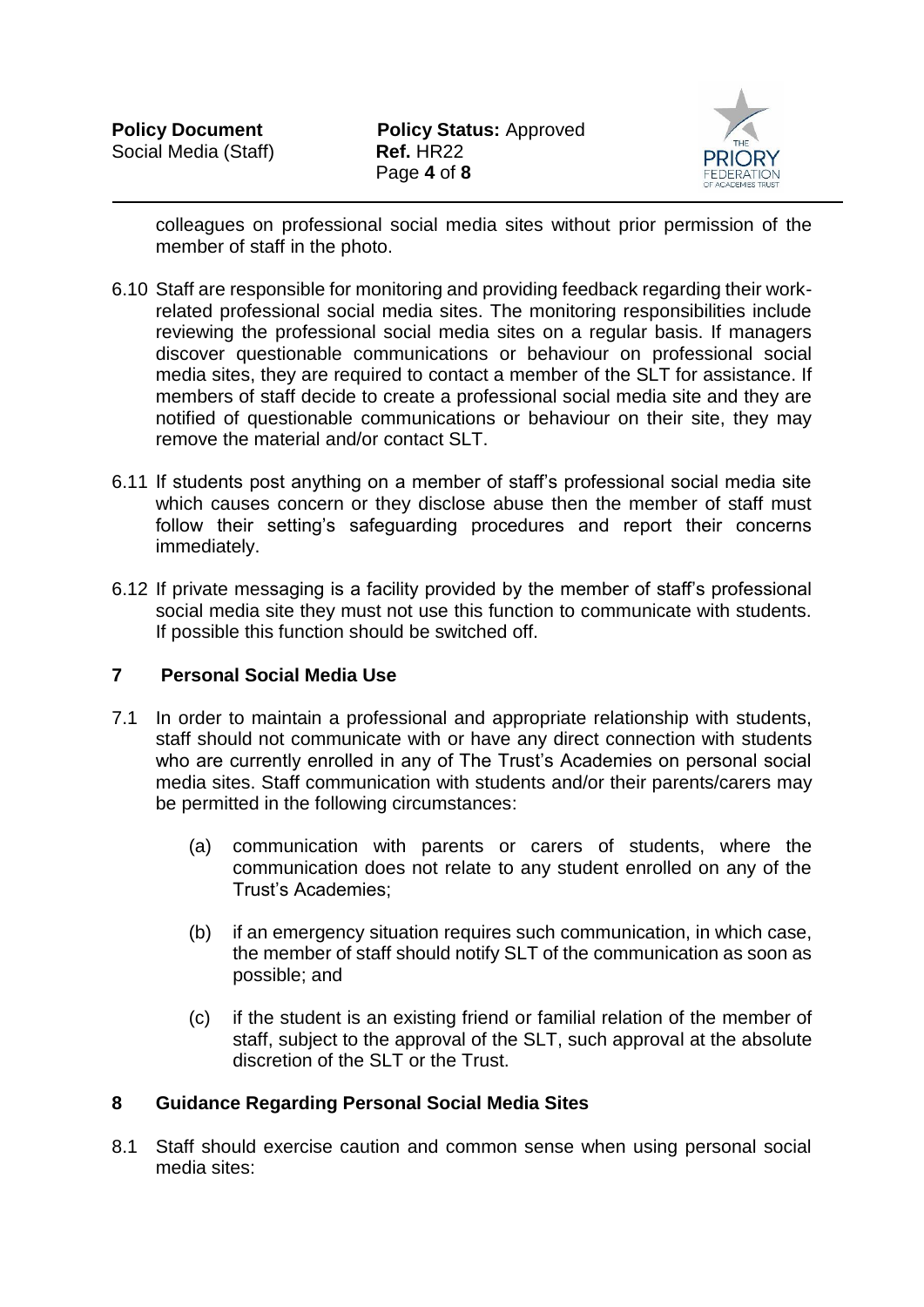colleagues on professional social media sites without prior permission of the member of staff in the photo.

6.10 Staff are responsible for monitoring and providing feedback regarding their work-related professional social media sites. The monitoring responsibilities include reviewing the professional social media sites on a regular basis. If managers discover questionable communications or behaviour on professional social media sites, they are required to contact a member of the SLT for assistance. If members of staff decide to create a professional social media site and they are notified of questionable communications or behaviour on their site, they may remove the material and/or contact SLT.

6.11 If students post anything on a member of staff's professional social media site which causes concern or they disclose abuse then the member of staff must follow their setting's safeguarding procedures and report their concerns immediately.

6.12 If private messaging is a facility provided by the member of staff's professional social media site they must not use this function to communicate with students. If possible this function should be switched off.

## 7 Personal Social Media Use

7.1 In order to maintain a professional and appropriate relationship with students, staff should not communicate with or have any direct connection with students who are currently enrolled in any of The Trust's Academies on personal social media sites. Staff communication with students and/or their parents/carers may be permitted in the following circumstances:

   (a) communication with parents or carers of students, where the communication does not relate to any student enrolled on any of the Trust's Academies;

   (b) if an emergency situation requires such communication, in which case, the member of staff should notify SLT of the communication as soon as possible; and

   (c) if the student is an existing friend or familial relation of the member of staff, subject to the approval of the SLT, such approval at the absolute discretion of the SLT or the Trust.

## 8 Guidance Regarding Personal Social Media Sites

8.1 Staff should exercise caution and common sense when using personal social media sites: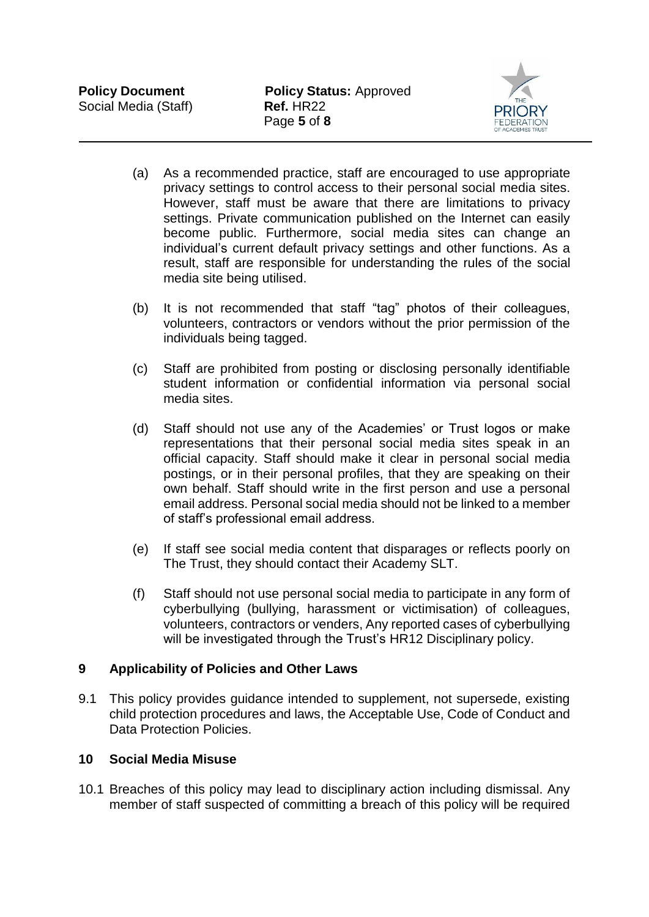(a) As a recommended practice, staff are encouraged to use appropriate privacy settings to control access to their personal social media sites. However, staff must be aware that there are limitations to privacy settings. Private communication published on the Internet can easily become public. Furthermore, social media sites can change an individual's current default privacy settings and other functions. As a result, staff are responsible for understanding the rules of the social media site being utilised.

(b) It is not recommended that staff "tag" photos of their colleagues, volunteers, contractors or vendors without the prior permission of the individuals being tagged.

(c) Staff are prohibited from posting or disclosing personally identifiable student information or confidential information via personal social media sites.

(d) Staff should not use any of the Academies' or Trust logos or make representations that their personal social media sites speak in an official capacity. Staff should make it clear in personal social media postings, or in their personal profiles, that they are speaking on their own behalf. Staff should write in the first person and use a personal email address. Personal social media should not be linked to a member of staff's professional email address.

(e) If staff see social media content that disparages or reflects poorly on The Trust, they should contact their Academy SLT.

(f) Staff should not use personal social media to participate in any form of cyberbullying (bullying, harassment or victimisation) of colleagues, volunteers, contractors or venders, Any reported cases of cyberbullying will be investigated through the Trust's HR12 Disciplinary policy.

## 9 Applicability of Policies and Other Laws

9.1 This policy provides guidance intended to supplement, not supersede, existing child protection procedures and laws, the Acceptable Use, Code of Conduct and Data Protection Policies.

## 10 Social Media Misuse

10.1 Breaches of this policy may lead to disciplinary action including dismissal. Any member of staff suspected of committing a breach of this policy will be required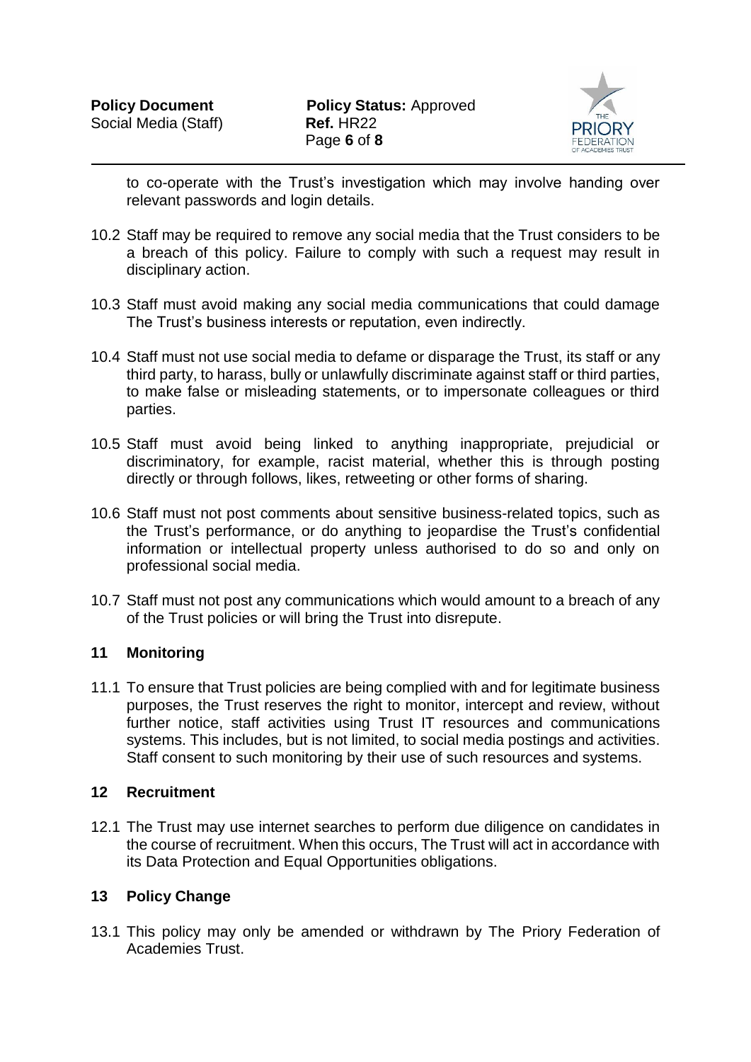to co-operate with the Trust's investigation which may involve handing over relevant passwords and login details.

10.2 Staff may be required to remove any social media that the Trust considers to be a breach of this policy. Failure to comply with such a request may result in disciplinary action.

10.3 Staff must avoid making any social media communications that could damage The Trust's business interests or reputation, even indirectly.

10.4 Staff must not use social media to defame or disparage the Trust, its staff or any third party, to harass, bully or unlawfully discriminate against staff or third parties, to make false or misleading statements, or to impersonate colleagues or third parties.

10.5 Staff must avoid being linked to anything inappropriate, prejudicial or discriminatory, for example, racist material, whether this is through posting directly or through follows, likes, retweeting or other forms of sharing.

10.6 Staff must not post comments about sensitive business-related topics, such as the Trust's performance, or do anything to jeopardise the Trust's confidential information or intellectual property unless authorised to do so and only on professional social media.

10.7 Staff must not post any communications which would amount to a breach of any of the Trust policies or will bring the Trust into disrepute.

## 11 Monitoring

11.1 To ensure that Trust policies are being complied with and for legitimate business purposes, the Trust reserves the right to monitor, intercept and review, without further notice, staff activities using Trust IT resources and communications systems. This includes, but is not limited, to social media postings and activities. Staff consent to such monitoring by their use of such resources and systems.

## 12 Recruitment

12.1 The Trust may use internet searches to perform due diligence on candidates in the course of recruitment. When this occurs, The Trust will act in accordance with its Data Protection and Equal Opportunities obligations.

## 13 Policy Change

13.1 This policy may only be amended or withdrawn by The Priory Federation of Academies Trust.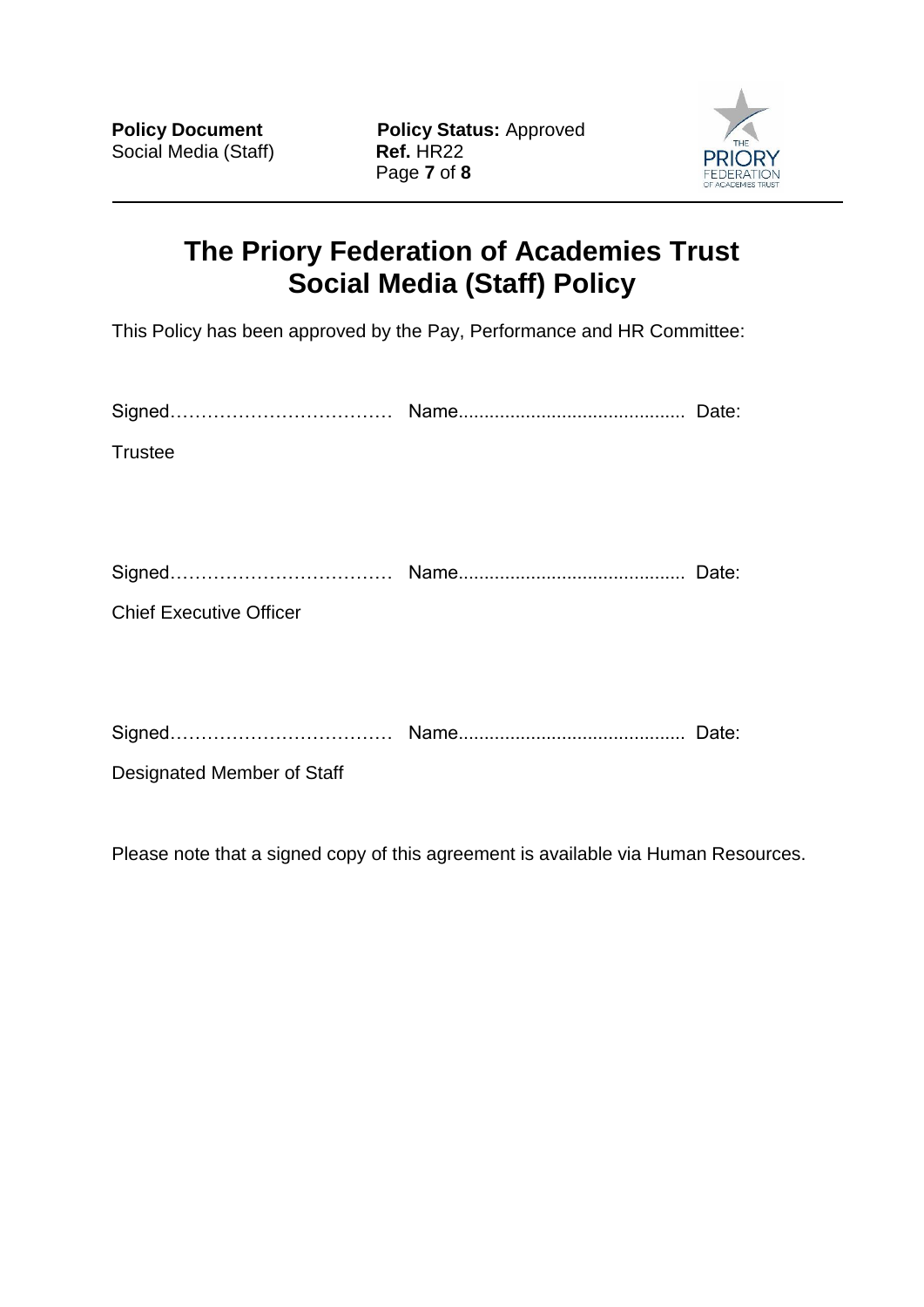# The Priory Federation of Academies Trust
# Social Media (Staff) Policy

This Policy has been approved by the Pay, Performance and HR Committee:

Signed……………………………… Name........................................... Date:

Trustee

Signed……………………………… Name........................................... Date:

Chief Executive Officer

Signed……………………………… Name........................................... Date:

Designated Member of Staff

Please note that a signed copy of this agreement is available via Human Resources.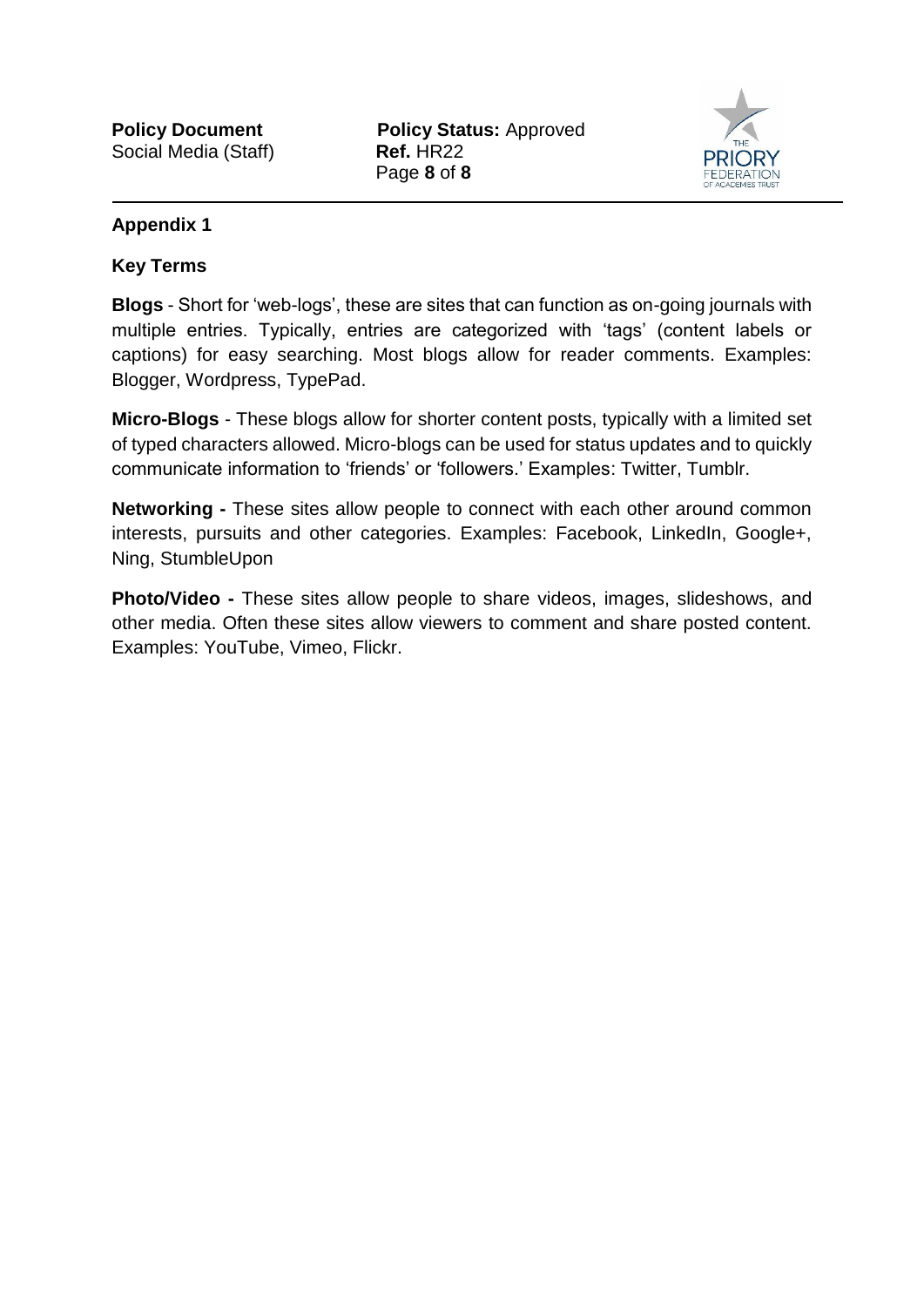## Appendix 1

### Key Terms

**Blogs** - Short for 'web-logs', these are sites that can function as on-going journals with multiple entries. Typically, entries are categorized with 'tags' (content labels or captions) for easy searching. Most blogs allow for reader comments. Examples: Blogger, Wordpress, TypePad.

**Micro-Blogs** - These blogs allow for shorter content posts, typically with a limited set of typed characters allowed. Micro-blogs can be used for status updates and to quickly communicate information to 'friends' or 'followers.' Examples: Twitter, Tumblr.

**Networking -** These sites allow people to connect with each other around common interests, pursuits and other categories. Examples: Facebook, LinkedIn, Google+, Ning, StumbleUpon

**Photo/Video -** These sites allow people to share videos, images, slideshows, and other media. Often these sites allow viewers to comment and share posted content. Examples: YouTube, Vimeo, Flickr.